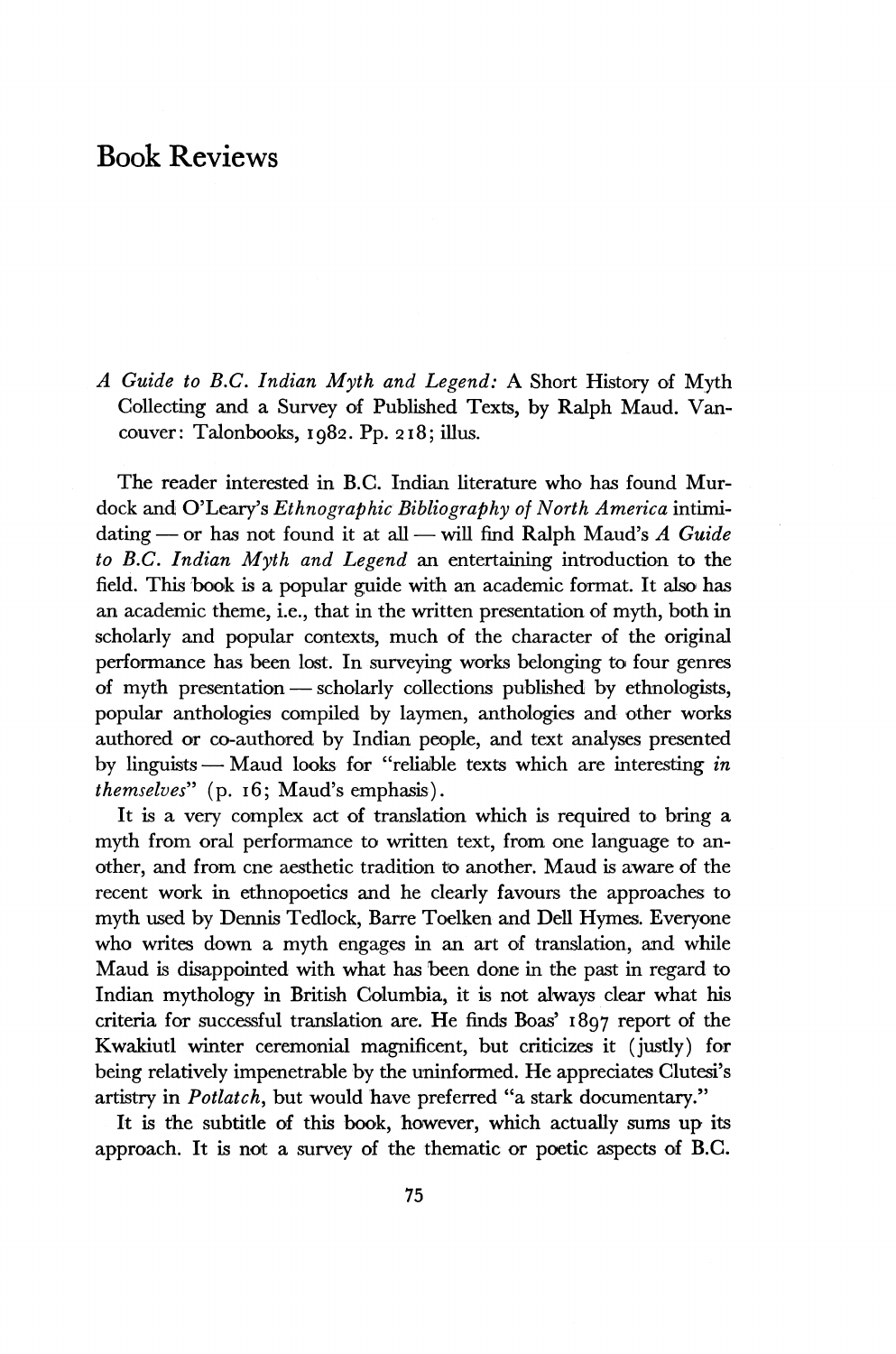# Book Reviews

*A Guide to B.C. Indian Myth and Legend:* A Short History of Myth Collecting and a Survey of Published Texts, by Ralph Maud. Vancouver: Talonbooks, 1982. Pp. 218; illus.

The reader interested in B.C. Indian literature who has found Murdock and O'Leary's *Ethnographic Bibliography of North America* intimidating — or has not found it at all — will find Ralph Maud's *A Guide to B.C. Indian Myth and Legend* an entertaining introduction to the field. This book is a popular guide with an academic format. It also has an academic theme, i.e., that in the written presentation of myth, both in scholarly and popular contexts, much of the character of the original performance has been lost. In surveying works belonging to four genres of myth presentation — scholarly collections published by ethnologists, popular anthologies compiled by laymen, anthologies and other works authored or co-authored by Indian people, and text analyses presented by linguists — Maud looks for "reliable texts which are interesting *in themselves*" (p. 16; Maud's emphasis).

It is a very complex act of translation which is required to bring a myth from oral performance to written text, from one language to another, and from cne aesthetic tradition to another. Maud is aware of the recent work in ethnopoetics and he clearly favours the approaches to myth used by Dennis Tedlock, Barre Toelken and Dell Hymes. Everyone who writes down a myth engages in an art of translation, and while Maud is disappointed with what has been done in the past in regard to Indian mythology in British Columbia, it is not always clear what his criteria for successful translation are. He finds Boas' 1897 report of the Kwakiutl winter ceremonial magnificent, but criticizes it (justly) for being relatively impenetrable by the uninformed. He appreciates Clutesi's artistry in *Potlatch*, but would have preferred "a stark documentary."

It is the subtitle of this book, however, which actually sums up its approach. It is not a survey of the thematic or poetic aspects of B.C.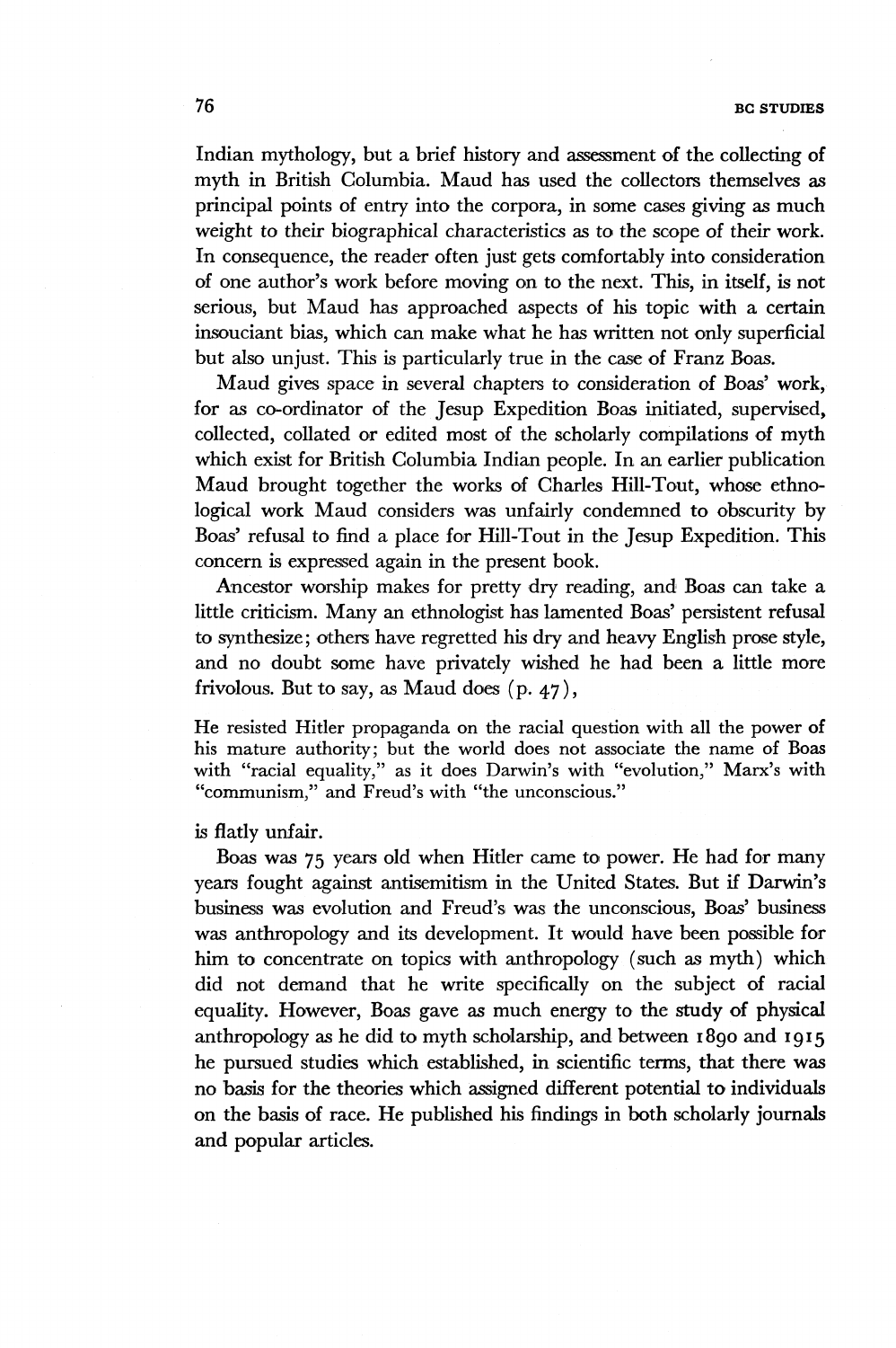Indian mythology, but a brief history and assessment of the collecting of myth in British Columbia. Maud has used the collectors themselves as principal points of entry into the corpora, in some cases giving as much weight to their biographical characteristics as to the scope of their work. In consequence, the reader often just gets comfortably into consideration of one author's work before moving on to the next. This, in itself, is not serious, but Maud has approached aspects of his topic with a certain insouciant bias, which can make what he has written not only superficial but also unjust. This is particularly true in the case of Franz Boas.

Maud gives space in several chapters to consideration of Boas' work, for as co-ordinator of the Jesup Expedition Boas initiated, supervised, collected, collated or edited most of the scholarly compilations of myth which exist for British Columbia Indian people. In an earlier publication Maud brought together the works of Charles Hill-Tout, whose ethnological work Maud considers was unfairly condemned to obscurity by Boas' refusal to find a place for Hill-Tout in the Jesup Expedition. This concern is expressed again in the present book.

Ancestor worship makes for pretty dry reading, and Boas can take a little criticism. Many an ethnologist has lamented Boas' persistent refusal to synthesize; others have regretted his dry and heavy English prose style, and no doubt some have privately wished he had been a little more frivolous. But to say, as Maud does (p. 47),

> He resisted Hitler propaganda on the racial question with all the power of his mature authority; but the world does not associate the name of Boas with "racial equality," as it does Darwin's with "evolution," Marx's with "communism," and Freud's with "the unconscious."

is flatly unfair.

Boas was 75 years old when Hitler came to power. He had for many years fought against antisemitism in the United States. But if Darwin's business was evolution and Freud's was the unconscious, Boas' business was anthropology and its development. It would have been possible for him to concentrate on topics with anthropology (such as myth) which did not demand that he write specifically on the subject of racial equality. However, Boas gave as much energy to the study of physical anthropology as he did to myth scholarship, and between 1890 and 1915 he pursued studies which established, in scientific terms, that there was no basis for the theories which assigned different potential to individuals on the basis of race. He published his findings in both scholarly journals and popular articles.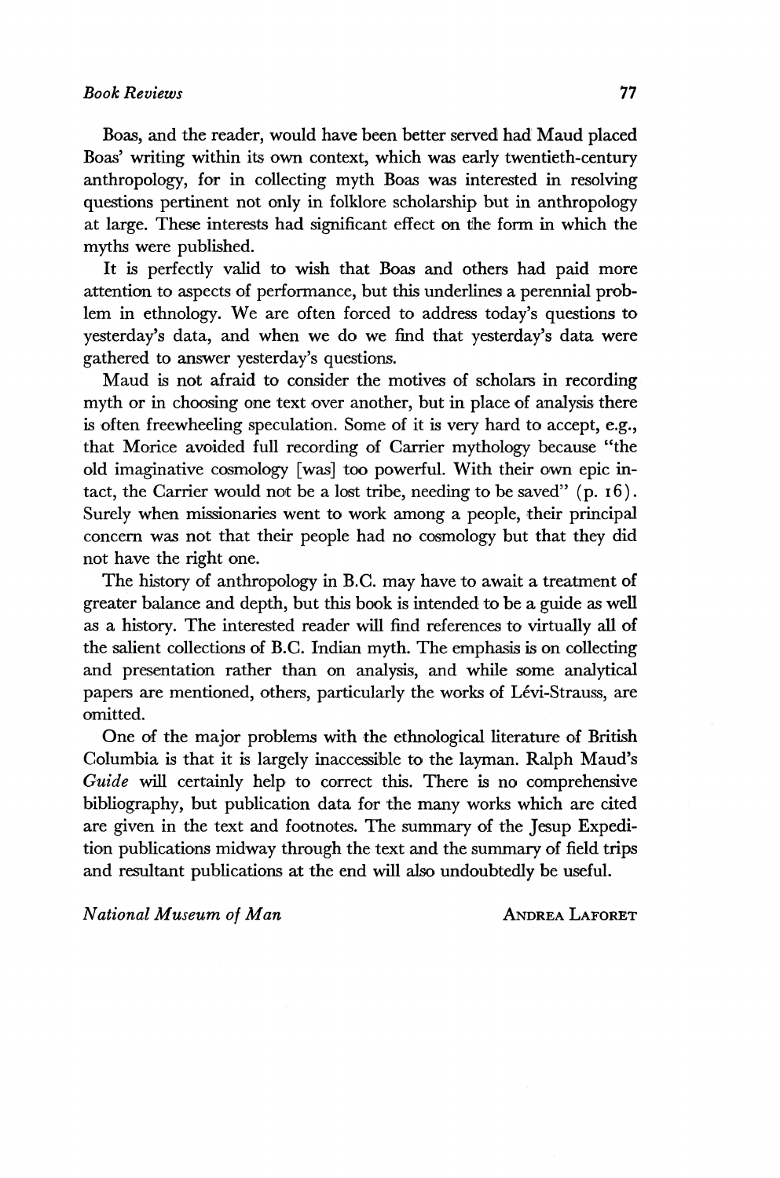Boas, and the reader, would have been better served had Maud placed Boas' writing within its own context, which was early twentieth-century anthropology, for in collecting myth Boas was interested in resolving questions pertinent not only in folklore scholarship but in anthropology at large. These interests had significant effect on the form in which the myths were published.

It is perfectly valid to wish that Boas and others had paid more attention to aspects of performance, but this underlines a perennial problem in ethnology. We are often forced to address today's questions to yesterday's data, and when we do we find that yesterday's data were gathered to answer yesterday's questions.

Maud is not afraid to consider the motives of scholars in recording myth or in choosing one text over another, but in place of analysis there is often freewheeling speculation. Some of it is very hard to accept, e.g., that Morice avoided full recording of Carrier mythology because "the old imaginative cosmology [was] too powerful. With their own epic intact, the Carrier would not be a lost tribe, needing to be saved" (p. 16). Surely when missionaries went to work among a people, their principal concern was not that their people had no cosmology but that they did not have the right one.

The history of anthropology in B.C. may have to await a treatment of greater balance and depth, but this book is intended to be a guide as well as a history. The interested reader will find references to virtually all of the salient collections of B.C. Indian myth. The emphasis is on collecting and presentation rather than on analysis, and while some analytical papers are mentioned, others, particularly the works of Lévi-Strauss, are omitted.

One of the major problems with the ethnological literature of British Columbia is that it is largely inaccessible to the layman. Ralph Maud's *Guide* will certainly help to correct this. There is no comprehensive bibliography, but publication data for the many works which are cited are given in the text and footnotes. The summary of the Jesup Expedition publications midway through the text and the summary of field trips and resultant publications at the end will also undoubtedly be useful.

*National Museum of Man* ANDREA LAFORET